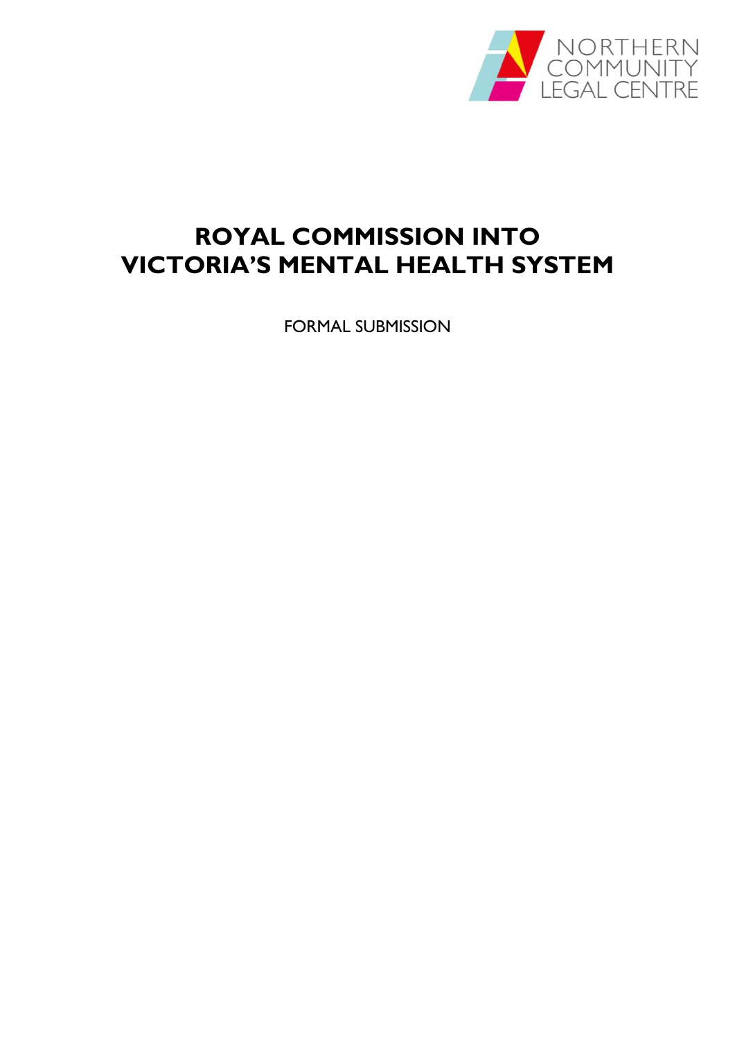NORTHERN COMMUNITY LEGAL CENTRE

# ROYAL COMMISSION INTO VICTORIA'S MENTAL HEALTH SYSTEM

FORMAL SUBMISSION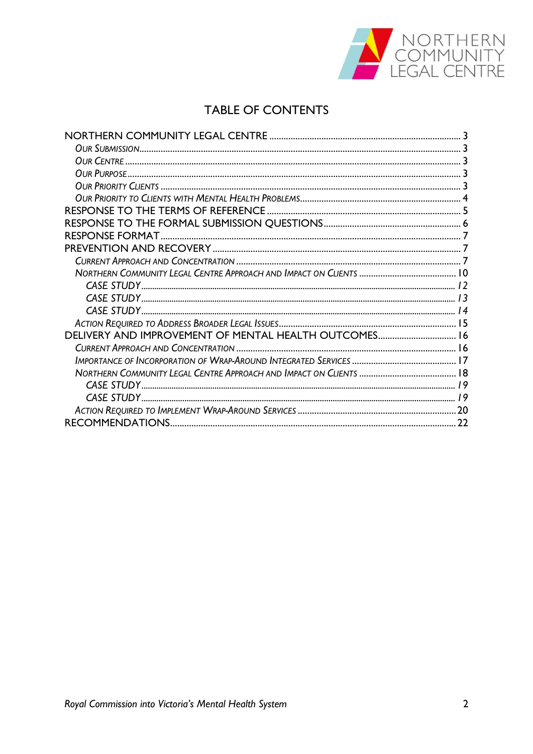# TABLE OF CONTENTS

NORTHERN COMMUNITY LEGAL CENTRE ........ 3
- *Our Submission* ........ 3
- *Our Centre* ........ 3
- *Our Purpose* ........ 3
- *Our Priority Clients* ........ 3
- *Our Priority to Clients with Mental Health Problems* ........ 4

RESPONSE TO THE TERMS OF REFERENCE ........ 5

RESPONSE TO THE FORMAL SUBMISSION QUESTIONS ........ 6

RESPONSE FORMAT ........ 7

PREVENTION AND RECOVERY ........ 7
- *Current Approach and Concentration* ........ 7
- *Northern Community Legal Centre Approach and Impact on Clients* ........ 10
  - *CASE STUDY* ........ *12*
  - *CASE STUDY* ........ *13*
  - *CASE STUDY* ........ *14*
- *Action Required to Address Broader Legal Issues* ........ 15

DELIVERY AND IMPROVEMENT OF MENTAL HEALTH OUTCOMES ........ 16
- *Current Approach and Concentration* ........ 16
- *Importance of Incorporation of Wrap-Around Integrated Services* ........ 17
- *Northern Community Legal Centre Approach and Impact on Clients* ........ 18
  - *CASE STUDY* ........ *19*
  - *CASE STUDY* ........ *19*
- *Action Required to Implement Wrap-Around Services* ........ 20

RECOMMENDATIONS ........ 22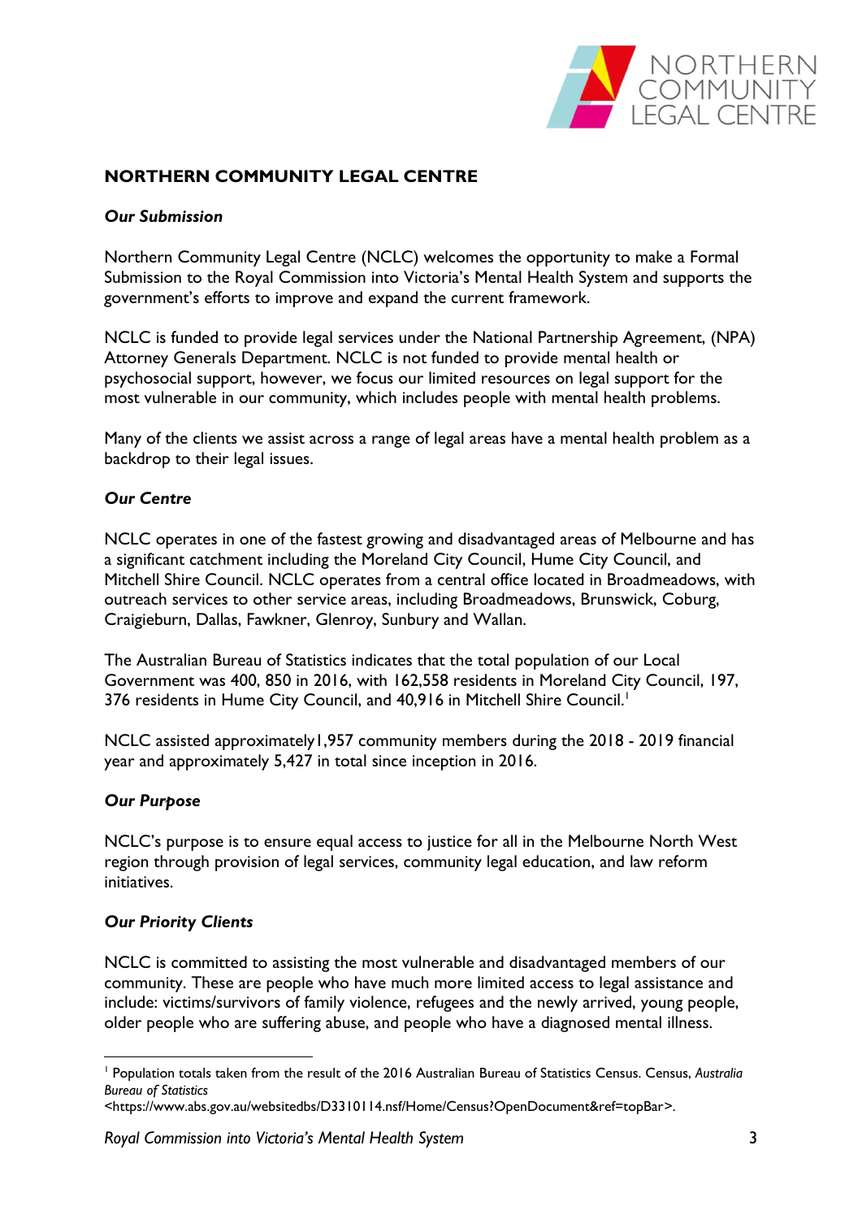## NORTHERN COMMUNITY LEGAL CENTRE

### *Our Submission*

Northern Community Legal Centre (NCLC) welcomes the opportunity to make a Formal Submission to the Royal Commission into Victoria's Mental Health System and supports the government's efforts to improve and expand the current framework.

NCLC is funded to provide legal services under the National Partnership Agreement, (NPA) Attorney Generals Department. NCLC is not funded to provide mental health or psychosocial support, however, we focus our limited resources on legal support for the most vulnerable in our community, which includes people with mental health problems.

Many of the clients we assist across a range of legal areas have a mental health problem as a backdrop to their legal issues.

### *Our Centre*

NCLC operates in one of the fastest growing and disadvantaged areas of Melbourne and has a significant catchment including the Moreland City Council, Hume City Council, and Mitchell Shire Council. NCLC operates from a central office located in Broadmeadows, with outreach services to other service areas, including Broadmeadows, Brunswick, Coburg, Craigieburn, Dallas, Fawkner, Glenroy, Sunbury and Wallan.

The Australian Bureau of Statistics indicates that the total population of our Local Government was 400, 850 in 2016, with 162,558 residents in Moreland City Council, 197, 376 residents in Hume City Council, and 40,916 in Mitchell Shire Council.[1]

NCLC assisted approximately1,957 community members during the 2018 - 2019 financial year and approximately 5,427 in total since inception in 2016.

### *Our Purpose*

NCLC's purpose is to ensure equal access to justice for all in the Melbourne North West region through provision of legal services, community legal education, and law reform initiatives.

### *Our Priority Clients*

NCLC is committed to assisting the most vulnerable and disadvantaged members of our community. These are people who have much more limited access to legal assistance and include: victims/survivors of family violence, refugees and the newly arrived, young people, older people who are suffering abuse, and people who have a diagnosed mental illness.

---

[1] Population totals taken from the result of the 2016 Australian Bureau of Statistics Census. Census, *Australia Bureau of Statistics* <https://www.abs.gov.au/websitedbs/D3310114.nsf/Home/Census?OpenDocument&ref=topBar>.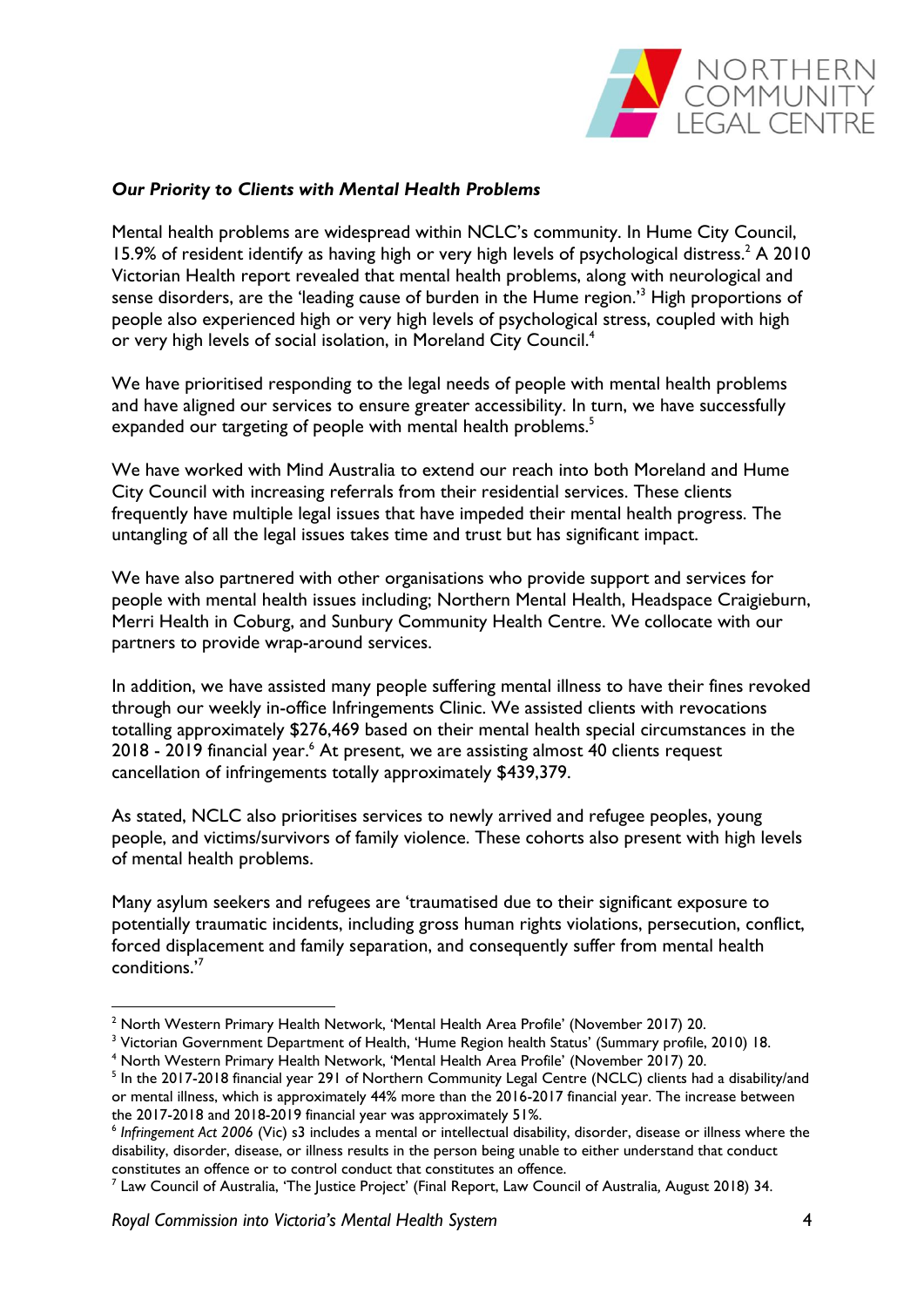***Our Priority to Clients with Mental Health Problems***

Mental health problems are widespread within NCLC's community. In Hume City Council, 15.9% of resident identify as having high or very high levels of psychological distress.[2] A 2010 Victorian Health report revealed that mental health problems, along with neurological and sense disorders, are the 'leading cause of burden in the Hume region.'[3] High proportions of people also experienced high or very high levels of psychological stress, coupled with high or very high levels of social isolation, in Moreland City Council.[4]

We have prioritised responding to the legal needs of people with mental health problems and have aligned our services to ensure greater accessibility. In turn, we have successfully expanded our targeting of people with mental health problems.[5]

We have worked with Mind Australia to extend our reach into both Moreland and Hume City Council with increasing referrals from their residential services. These clients frequently have multiple legal issues that have impeded their mental health progress. The untangling of all the legal issues takes time and trust but has significant impact.

We have also partnered with other organisations who provide support and services for people with mental health issues including; Northern Mental Health, Headspace Craigieburn, Merri Health in Coburg, and Sunbury Community Health Centre. We collocate with our partners to provide wrap-around services.

In addition, we have assisted many people suffering mental illness to have their fines revoked through our weekly in-office Infringements Clinic. We assisted clients with revocations totalling approximately $276,469 based on their mental health special circumstances in the 2018 - 2019 financial year.[6] At present, we are assisting almost 40 clients request cancellation of infringements totally approximately $439,379.

As stated, NCLC also prioritises services to newly arrived and refugee peoples, young people, and victims/survivors of family violence. These cohorts also present with high levels of mental health problems.

Many asylum seekers and refugees are 'traumatised due to their significant exposure to potentially traumatic incidents, including gross human rights violations, persecution, conflict, forced displacement and family separation, and consequently suffer from mental health conditions.'[7]

---

[2] North Western Primary Health Network, 'Mental Health Area Profile' (November 2017) 20.

[3] Victorian Government Department of Health, 'Hume Region health Status' (Summary profile, 2010) 18.

[4] North Western Primary Health Network, 'Mental Health Area Profile' (November 2017) 20.

[5] In the 2017-2018 financial year 291 of Northern Community Legal Centre (NCLC) clients had a disability/and or mental illness, which is approximately 44% more than the 2016-2017 financial year. The increase between the 2017-2018 and 2018-2019 financial year was approximately 51%.

[6] *Infringement Act 2006* (Vic) s3 includes a mental or intellectual disability, disorder, disease or illness where the disability, disorder, disease, or illness results in the person being unable to either understand that conduct constitutes an offence or to control conduct that constitutes an offence.

[7] Law Council of Australia, 'The Justice Project' (Final Report, Law Council of Australia, August 2018) 34.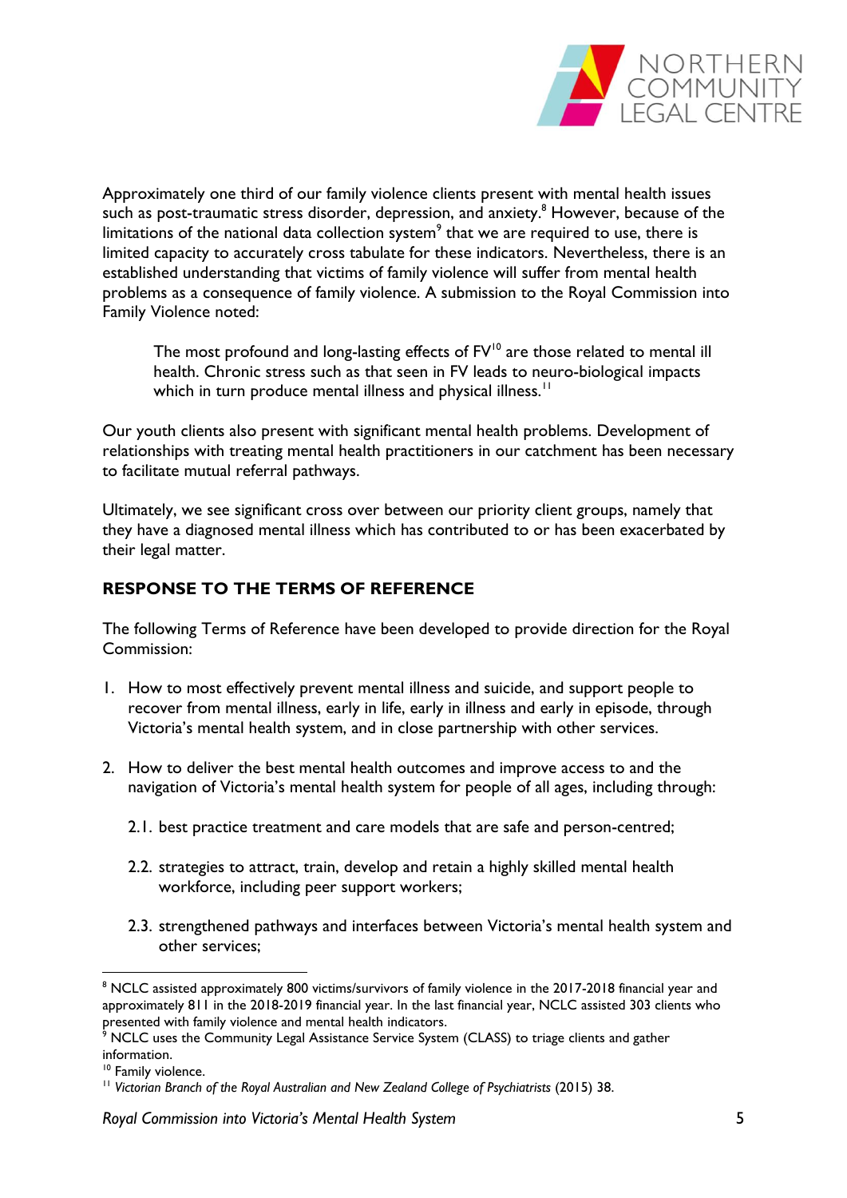Approximately one third of our family violence clients present with mental health issues such as post-traumatic stress disorder, depression, and anxiety.[8] However, because of the limitations of the national data collection system[9] that we are required to use, there is limited capacity to accurately cross tabulate for these indicators. Nevertheless, there is an established understanding that victims of family violence will suffer from mental health problems as a consequence of family violence. A submission to the Royal Commission into Family Violence noted:

> The most profound and long-lasting effects of FV[10] are those related to mental ill health. Chronic stress such as that seen in FV leads to neuro-biological impacts which in turn produce mental illness and physical illness.[11]

Our youth clients also present with significant mental health problems. Development of relationships with treating mental health practitioners in our catchment has been necessary to facilitate mutual referral pathways.

Ultimately, we see significant cross over between our priority client groups, namely that they have a diagnosed mental illness which has contributed to or has been exacerbated by their legal matter.

## RESPONSE TO THE TERMS OF REFERENCE

The following Terms of Reference have been developed to provide direction for the Royal Commission:

1. How to most effectively prevent mental illness and suicide, and support people to recover from mental illness, early in life, early in illness and early in episode, through Victoria's mental health system, and in close partnership with other services.

2. How to deliver the best mental health outcomes and improve access to and the navigation of Victoria's mental health system for people of all ages, including through:

   2.1. best practice treatment and care models that are safe and person-centred;

   2.2. strategies to attract, train, develop and retain a highly skilled mental health workforce, including peer support workers;

   2.3. strengthened pathways and interfaces between Victoria's mental health system and other services;

---

[8] NCLC assisted approximately 800 victims/survivors of family violence in the 2017-2018 financial year and approximately 811 in the 2018-2019 financial year. In the last financial year, NCLC assisted 303 clients who presented with family violence and mental health indicators.

[9] NCLC uses the Community Legal Assistance Service System (CLASS) to triage clients and gather information.

[10] Family violence.

[11] *Victorian Branch of the Royal Australian and New Zealand College of Psychiatrists* (2015) 38.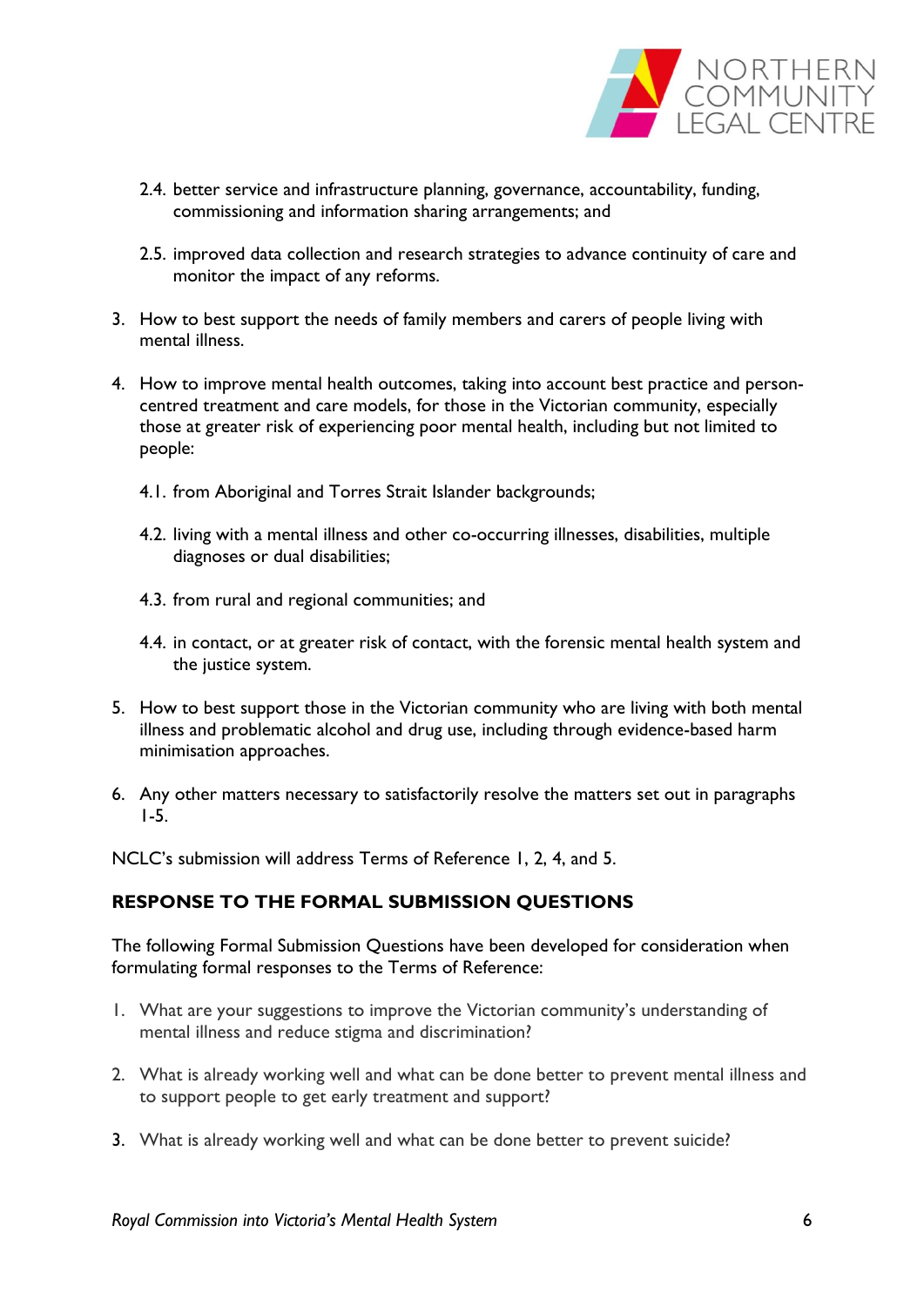2.4. better service and infrastructure planning, governance, accountability, funding, commissioning and information sharing arrangements; and

2.5. improved data collection and research strategies to advance continuity of care and monitor the impact of any reforms.

3. How to best support the needs of family members and carers of people living with mental illness.

4. How to improve mental health outcomes, taking into account best practice and person-centred treatment and care models, for those in the Victorian community, especially those at greater risk of experiencing poor mental health, including but not limited to people:

   4.1. from Aboriginal and Torres Strait Islander backgrounds;

   4.2. living with a mental illness and other co-occurring illnesses, disabilities, multiple diagnoses or dual disabilities;

   4.3. from rural and regional communities; and

   4.4. in contact, or at greater risk of contact, with the forensic mental health system and the justice system.

5. How to best support those in the Victorian community who are living with both mental illness and problematic alcohol and drug use, including through evidence-based harm minimisation approaches.

6. Any other matters necessary to satisfactorily resolve the matters set out in paragraphs 1-5.

NCLC's submission will address Terms of Reference 1, 2, 4, and 5.

## RESPONSE TO THE FORMAL SUBMISSION QUESTIONS

The following Formal Submission Questions have been developed for consideration when formulating formal responses to the Terms of Reference:

1. What are your suggestions to improve the Victorian community's understanding of mental illness and reduce stigma and discrimination?

2. What is already working well and what can be done better to prevent mental illness and to support people to get early treatment and support?

3. What is already working well and what can be done better to prevent suicide?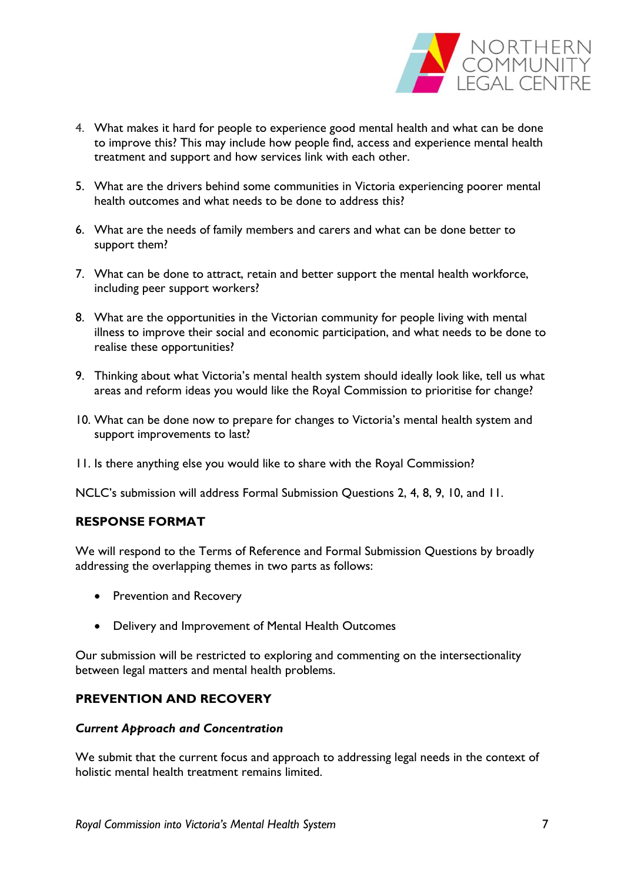4. What makes it hard for people to experience good mental health and what can be done to improve this? This may include how people find, access and experience mental health treatment and support and how services link with each other.

5. What are the drivers behind some communities in Victoria experiencing poorer mental health outcomes and what needs to be done to address this?

6. What are the needs of family members and carers and what can be done better to support them?

7. What can be done to attract, retain and better support the mental health workforce, including peer support workers?

8. What are the opportunities in the Victorian community for people living with mental illness to improve their social and economic participation, and what needs to be done to realise these opportunities?

9. Thinking about what Victoria's mental health system should ideally look like, tell us what areas and reform ideas you would like the Royal Commission to prioritise for change?

10. What can be done now to prepare for changes to Victoria's mental health system and support improvements to last?

11. Is there anything else you would like to share with the Royal Commission?

NCLC's submission will address Formal Submission Questions 2, 4, 8, 9, 10, and 11.

## RESPONSE FORMAT

We will respond to the Terms of Reference and Formal Submission Questions by broadly addressing the overlapping themes in two parts as follows:

- Prevention and Recovery
- Delivery and Improvement of Mental Health Outcomes

Our submission will be restricted to exploring and commenting on the intersectionality between legal matters and mental health problems.

## PREVENTION AND RECOVERY

### *Current Approach and Concentration*

We submit that the current focus and approach to addressing legal needs in the context of holistic mental health treatment remains limited.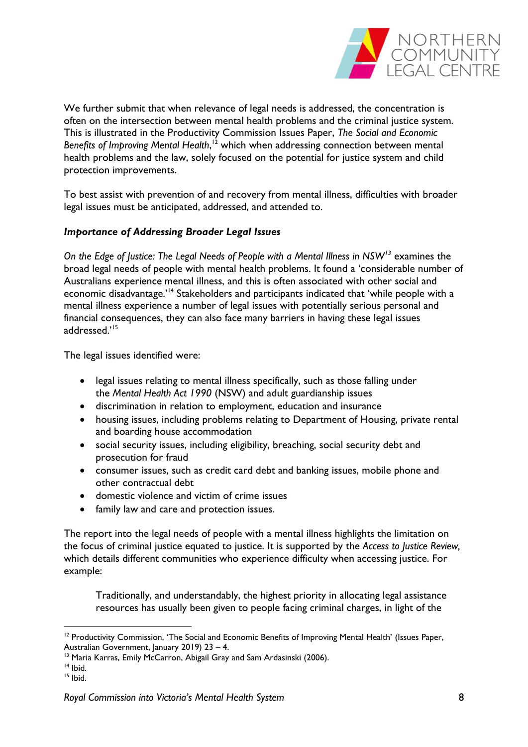We further submit that when relevance of legal needs is addressed, the concentration is often on the intersection between mental health problems and the criminal justice system. This is illustrated in the Productivity Commission Issues Paper, *The Social and Economic Benefits of Improving Mental Health*,[12] which when addressing connection between mental health problems and the law, solely focused on the potential for justice system and child protection improvements.

To best assist with prevention of and recovery from mental illness, difficulties with broader legal issues must be anticipated, addressed, and attended to.

### *Importance of Addressing Broader Legal Issues*

*On the Edge of Justice: The Legal Needs of People with a Mental Illness in NSW*[13] examines the broad legal needs of people with mental health problems. It found a 'considerable number of Australians experience mental illness, and this is often associated with other social and economic disadvantage.'[14] Stakeholders and participants indicated that 'while people with a mental illness experience a number of legal issues with potentially serious personal and financial consequences, they can also face many barriers in having these legal issues addressed.'[15]

The legal issues identified were:

- legal issues relating to mental illness specifically, such as those falling under the *Mental Health Act 1990* (NSW) and adult guardianship issues
- discrimination in relation to employment, education and insurance
- housing issues, including problems relating to Department of Housing, private rental and boarding house accommodation
- social security issues, including eligibility, breaching, social security debt and prosecution for fraud
- consumer issues, such as credit card debt and banking issues, mobile phone and other contractual debt
- domestic violence and victim of crime issues
- family law and care and protection issues.

The report into the legal needs of people with a mental illness highlights the limitation on the focus of criminal justice equated to justice. It is supported by the *Access to Justice Review,* which details different communities who experience difficulty when accessing justice. For example:

> Traditionally, and understandably, the highest priority in allocating legal assistance resources has usually been given to people facing criminal charges, in light of the

---

[12] Productivity Commission, 'The Social and Economic Benefits of Improving Mental Health' (Issues Paper, Australian Government, January 2019) 23 – 4.

[13] Maria Karras, Emily McCarron, Abigail Gray and Sam Ardasinski (2006).

[14] Ibid.

[15] Ibid.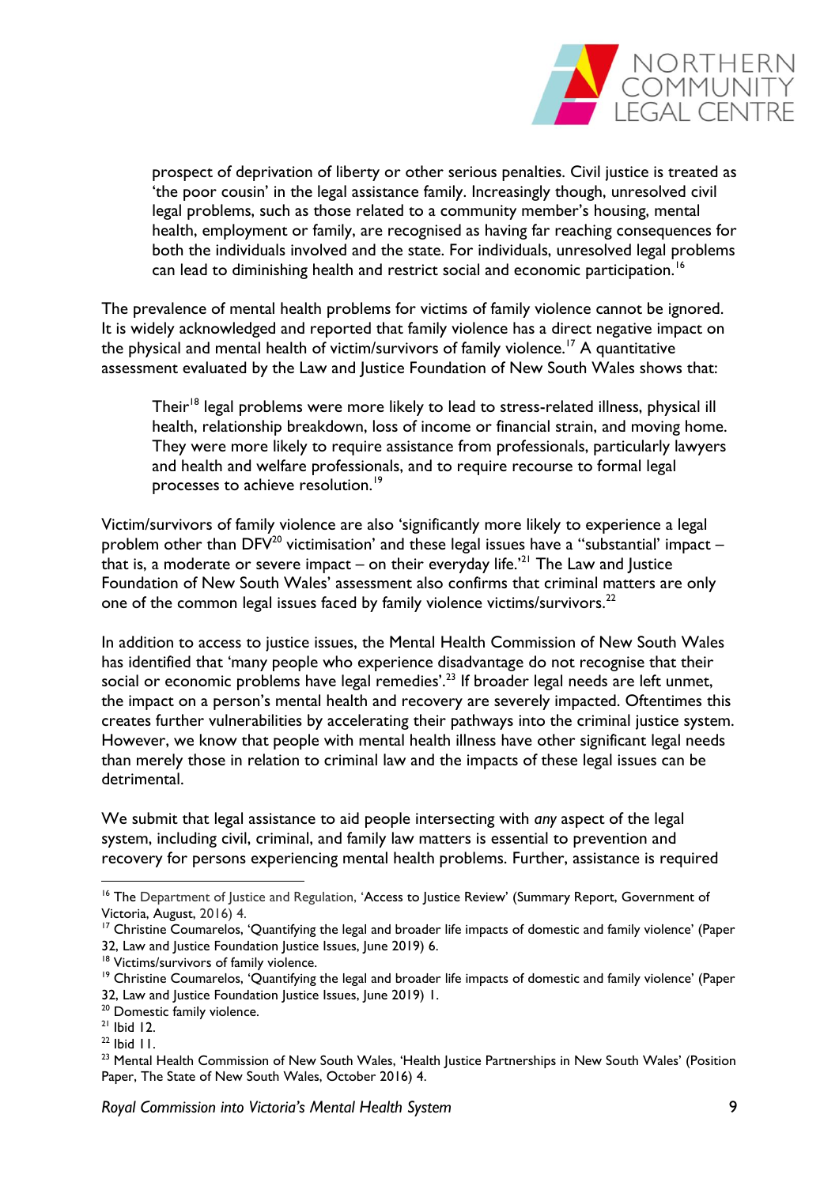> prospect of deprivation of liberty or other serious penalties. Civil justice is treated as 'the poor cousin' in the legal assistance family. Increasingly though, unresolved civil legal problems, such as those related to a community member's housing, mental health, employment or family, are recognised as having far reaching consequences for both the individuals involved and the state. For individuals, unresolved legal problems can lead to diminishing health and restrict social and economic participation.[16]

The prevalence of mental health problems for victims of family violence cannot be ignored. It is widely acknowledged and reported that family violence has a direct negative impact on the physical and mental health of victim/survivors of family violence.[17] A quantitative assessment evaluated by the Law and Justice Foundation of New South Wales shows that:

> Their[18] legal problems were more likely to lead to stress-related illness, physical ill health, relationship breakdown, loss of income or financial strain, and moving home. They were more likely to require assistance from professionals, particularly lawyers and health and welfare professionals, and to require recourse to formal legal processes to achieve resolution.[19]

Victim/survivors of family violence are also 'significantly more likely to experience a legal problem other than DFV[20] victimisation' and these legal issues have a "substantial' impact – that is, a moderate or severe impact – on their everyday life.'[21] The Law and Justice Foundation of New South Wales' assessment also confirms that criminal matters are only one of the common legal issues faced by family violence victims/survivors.[22]

In addition to access to justice issues, the Mental Health Commission of New South Wales has identified that 'many people who experience disadvantage do not recognise that their social or economic problems have legal remedies'.[23] If broader legal needs are left unmet, the impact on a person's mental health and recovery are severely impacted. Oftentimes this creates further vulnerabilities by accelerating their pathways into the criminal justice system. However, we know that people with mental health illness have other significant legal needs than merely those in relation to criminal law and the impacts of these legal issues can be detrimental.

We submit that legal assistance to aid people intersecting with *any* aspect of the legal system, including civil, criminal, and family law matters is essential to prevention and recovery for persons experiencing mental health problems. Further, assistance is required

---

[16] The Department of Justice and Regulation, 'Access to Justice Review' (Summary Report, Government of Victoria, August, 2016) 4.

[17] Christine Coumarelos, 'Quantifying the legal and broader life impacts of domestic and family violence' (Paper 32, Law and Justice Foundation Justice Issues, June 2019) 6.

[18] Victims/survivors of family violence.

[19] Christine Coumarelos, 'Quantifying the legal and broader life impacts of domestic and family violence' (Paper 32, Law and Justice Foundation Justice Issues, June 2019) 1.

[20] Domestic family violence.

[21] Ibid 12.

[22] Ibid 11.

[23] Mental Health Commission of New South Wales, 'Health Justice Partnerships in New South Wales' (Position Paper, The State of New South Wales, October 2016) 4.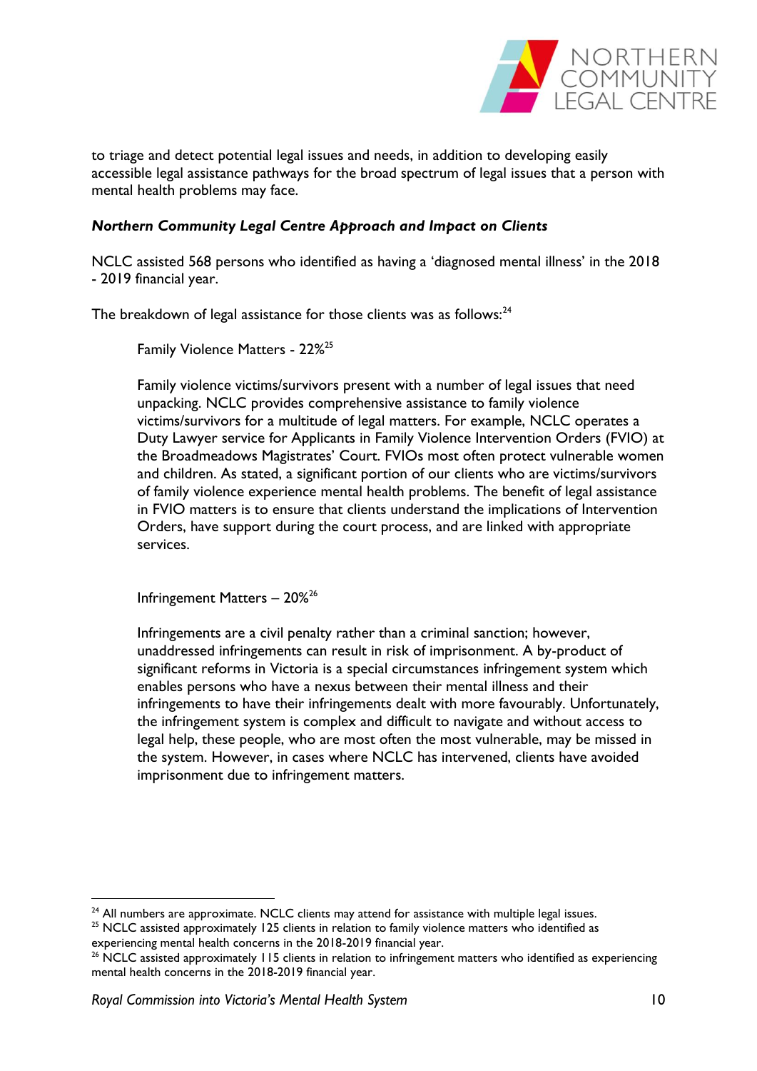to triage and detect potential legal issues and needs, in addition to developing easily accessible legal assistance pathways for the broad spectrum of legal issues that a person with mental health problems may face.

***Northern Community Legal Centre Approach and Impact on Clients***

NCLC assisted 568 persons who identified as having a 'diagnosed mental illness' in the 2018 - 2019 financial year.

The breakdown of legal assistance for those clients was as follows:[24]

Family Violence Matters - 22%[25]

Family violence victims/survivors present with a number of legal issues that need unpacking. NCLC provides comprehensive assistance to family violence victims/survivors for a multitude of legal matters. For example, NCLC operates a Duty Lawyer service for Applicants in Family Violence Intervention Orders (FVIO) at the Broadmeadows Magistrates' Court. FVIOs most often protect vulnerable women and children. As stated, a significant portion of our clients who are victims/survivors of family violence experience mental health problems. The benefit of legal assistance in FVIO matters is to ensure that clients understand the implications of Intervention Orders, have support during the court process, and are linked with appropriate services.

Infringement Matters – 20%[26]

Infringements are a civil penalty rather than a criminal sanction; however, unaddressed infringements can result in risk of imprisonment. A by-product of significant reforms in Victoria is a special circumstances infringement system which enables persons who have a nexus between their mental illness and their infringements to have their infringements dealt with more favourably. Unfortunately, the infringement system is complex and difficult to navigate and without access to legal help, these people, who are most often the most vulnerable, may be missed in the system. However, in cases where NCLC has intervened, clients have avoided imprisonment due to infringement matters.

---

[24] All numbers are approximate. NCLC clients may attend for assistance with multiple legal issues.

[25] NCLC assisted approximately 125 clients in relation to family violence matters who identified as experiencing mental health concerns in the 2018-2019 financial year.

[26] NCLC assisted approximately 115 clients in relation to infringement matters who identified as experiencing mental health concerns in the 2018-2019 financial year.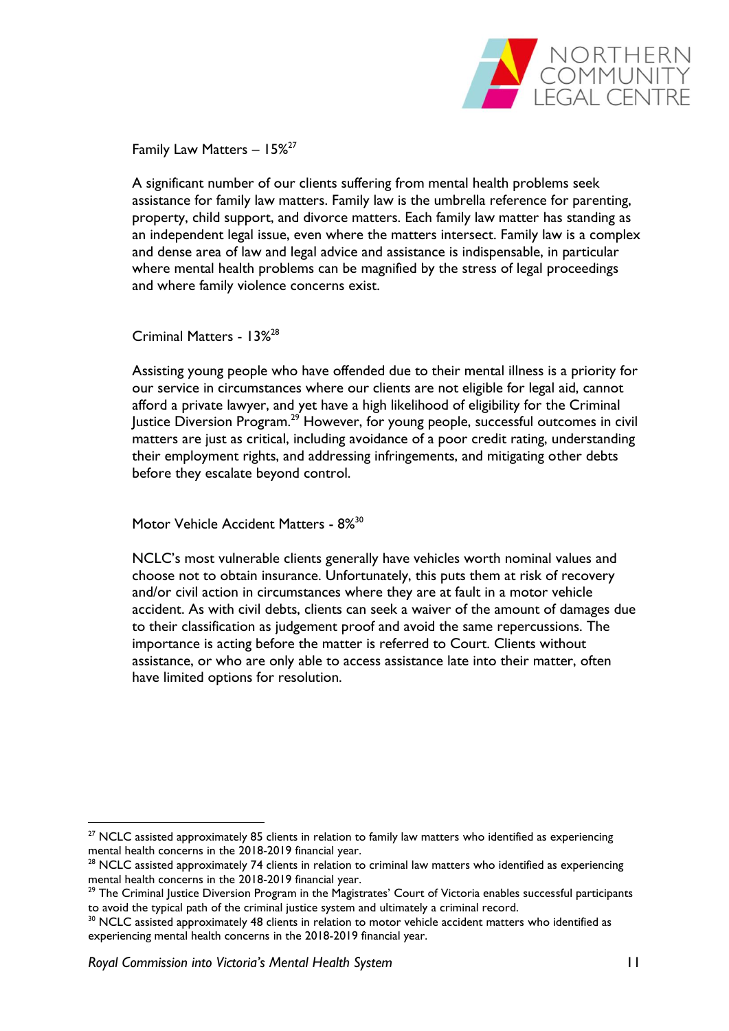Family Law Matters – 15%[27]

A significant number of our clients suffering from mental health problems seek assistance for family law matters. Family law is the umbrella reference for parenting, property, child support, and divorce matters. Each family law matter has standing as an independent legal issue, even where the matters intersect. Family law is a complex and dense area of law and legal advice and assistance is indispensable, in particular where mental health problems can be magnified by the stress of legal proceedings and where family violence concerns exist.

Criminal Matters - 13%[28]

Assisting young people who have offended due to their mental illness is a priority for our service in circumstances where our clients are not eligible for legal aid, cannot afford a private lawyer, and yet have a high likelihood of eligibility for the Criminal Justice Diversion Program.[29] However, for young people, successful outcomes in civil matters are just as critical, including avoidance of a poor credit rating, understanding their employment rights, and addressing infringements, and mitigating other debts before they escalate beyond control.

Motor Vehicle Accident Matters - 8%[30]

NCLC's most vulnerable clients generally have vehicles worth nominal values and choose not to obtain insurance. Unfortunately, this puts them at risk of recovery and/or civil action in circumstances where they are at fault in a motor vehicle accident. As with civil debts, clients can seek a waiver of the amount of damages due to their classification as judgement proof and avoid the same repercussions. The importance is acting before the matter is referred to Court. Clients without assistance, or who are only able to access assistance late into their matter, often have limited options for resolution.

---

[27] NCLC assisted approximately 85 clients in relation to family law matters who identified as experiencing mental health concerns in the 2018-2019 financial year.

[28] NCLC assisted approximately 74 clients in relation to criminal law matters who identified as experiencing mental health concerns in the 2018-2019 financial year.

[29] The Criminal Justice Diversion Program in the Magistrates' Court of Victoria enables successful participants to avoid the typical path of the criminal justice system and ultimately a criminal record.

[30] NCLC assisted approximately 48 clients in relation to motor vehicle accident matters who identified as experiencing mental health concerns in the 2018-2019 financial year.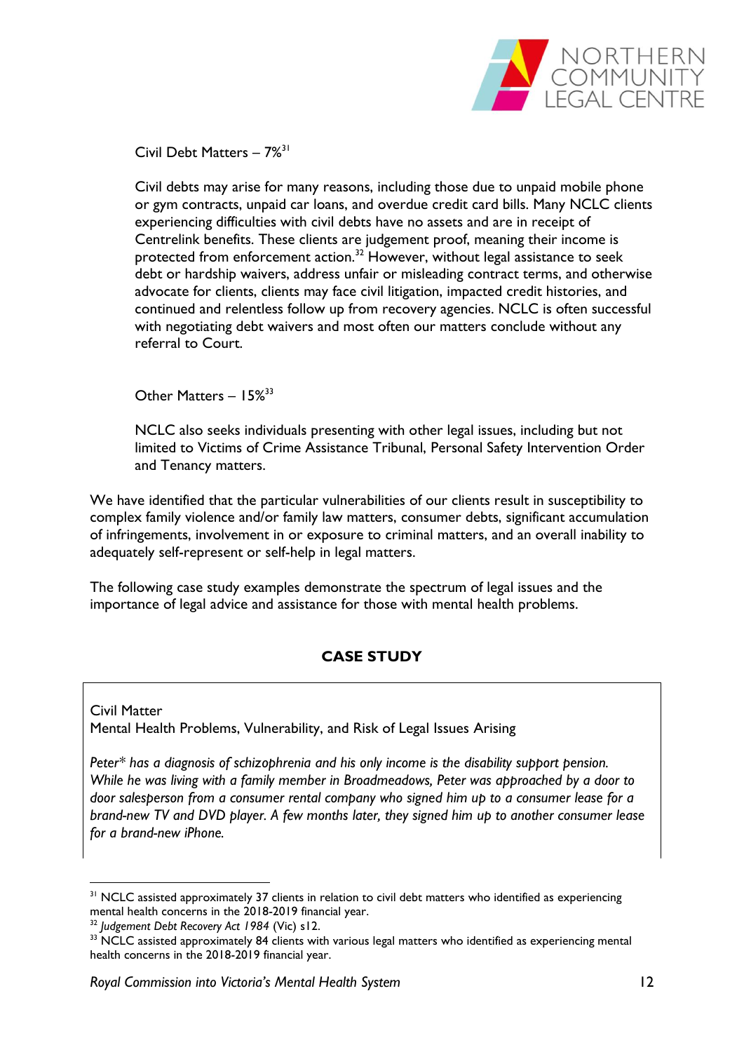Civil Debt Matters – 7%[31]

Civil debts may arise for many reasons, including those due to unpaid mobile phone or gym contracts, unpaid car loans, and overdue credit card bills. Many NCLC clients experiencing difficulties with civil debts have no assets and are in receipt of Centrelink benefits. These clients are judgement proof, meaning their income is protected from enforcement action.[32] However, without legal assistance to seek debt or hardship waivers, address unfair or misleading contract terms, and otherwise advocate for clients, clients may face civil litigation, impacted credit histories, and continued and relentless follow up from recovery agencies. NCLC is often successful with negotiating debt waivers and most often our matters conclude without any referral to Court.

Other Matters – 15%[33]

NCLC also seeks individuals presenting with other legal issues, including but not limited to Victims of Crime Assistance Tribunal, Personal Safety Intervention Order and Tenancy matters.

We have identified that the particular vulnerabilities of our clients result in susceptibility to complex family violence and/or family law matters, consumer debts, significant accumulation of infringements, involvement in or exposure to criminal matters, and an overall inability to adequately self-represent or self-help in legal matters.

The following case study examples demonstrate the spectrum of legal issues and the importance of legal advice and assistance for those with mental health problems.

**CASE STUDY**

Civil Matter
Mental Health Problems, Vulnerability, and Risk of Legal Issues Arising

*Peter\* has a diagnosis of schizophrenia and his only income is the disability support pension. While he was living with a family member in Broadmeadows, Peter was approached by a door to door salesperson from a consumer rental company who signed him up to a consumer lease for a brand-new TV and DVD player. A few months later, they signed him up to another consumer lease for a brand-new iPhone.*

---

[31] NCLC assisted approximately 37 clients in relation to civil debt matters who identified as experiencing mental health concerns in the 2018-2019 financial year.

[32] *Judgement Debt Recovery Act 1984* (Vic) s12.

[33] NCLC assisted approximately 84 clients with various legal matters who identified as experiencing mental health concerns in the 2018-2019 financial year.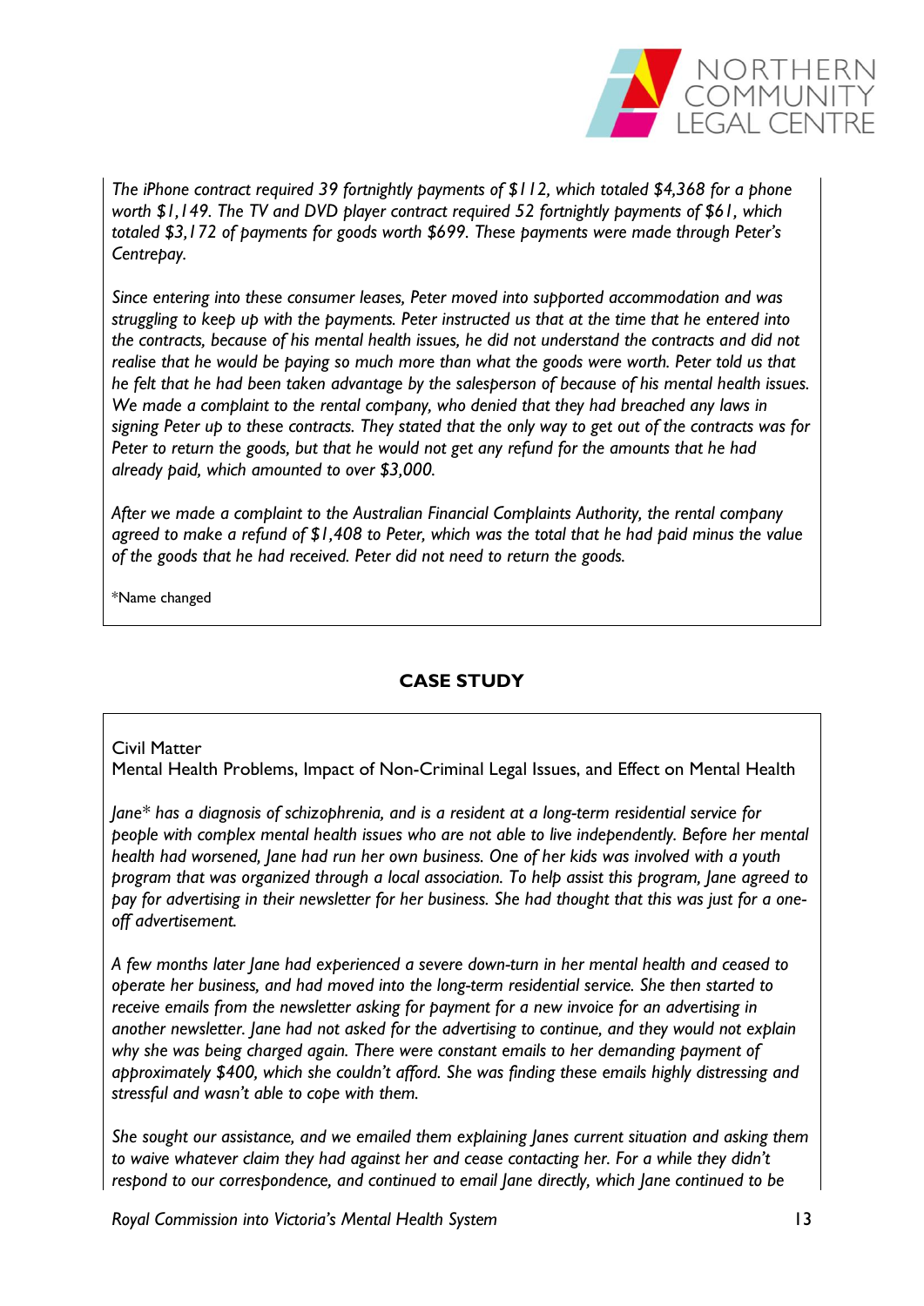*The iPhone contract required 39 fortnightly payments of $112, which totaled $4,368 for a phone worth $1,149. The TV and DVD player contract required 52 fortnightly payments of $61, which totaled $3,172 of payments for goods worth $699. These payments were made through Peter's Centrepay.*

*Since entering into these consumer leases, Peter moved into supported accommodation and was struggling to keep up with the payments. Peter instructed us that at the time that he entered into the contracts, because of his mental health issues, he did not understand the contracts and did not realise that he would be paying so much more than what the goods were worth. Peter told us that he felt that he had been taken advantage by the salesperson of because of his mental health issues. We made a complaint to the rental company, who denied that they had breached any laws in signing Peter up to these contracts. They stated that the only way to get out of the contracts was for Peter to return the goods, but that he would not get any refund for the amounts that he had already paid, which amounted to over $3,000.*

*After we made a complaint to the Australian Financial Complaints Authority, the rental company agreed to make a refund of $1,408 to Peter, which was the total that he had paid minus the value of the goods that he had received. Peter did not need to return the goods.*

*Name changed

**CASE STUDY**

Civil Matter
Mental Health Problems, Impact of Non-Criminal Legal Issues, and Effect on Mental Health

*Jane* has a diagnosis of schizophrenia, and is a resident at a long-term residential service for people with complex mental health issues who are not able to live independently. Before her mental health had worsened, Jane had run her own business. One of her kids was involved with a youth program that was organized through a local association. To help assist this program, Jane agreed to pay for advertising in their newsletter for her business. She had thought that this was just for a one-off advertisement.*

*A few months later Jane had experienced a severe down-turn in her mental health and ceased to operate her business, and had moved into the long-term residential service. She then started to receive emails from the newsletter asking for payment for a new invoice for an advertising in another newsletter. Jane had not asked for the advertising to continue, and they would not explain why she was being charged again. There were constant emails to her demanding payment of approximately $400, which she couldn't afford. She was finding these emails highly distressing and stressful and wasn't able to cope with them.*

*She sought our assistance, and we emailed them explaining Janes current situation and asking them to waive whatever claim they had against her and cease contacting her. For a while they didn't respond to our correspondence, and continued to email Jane directly, which Jane continued to be*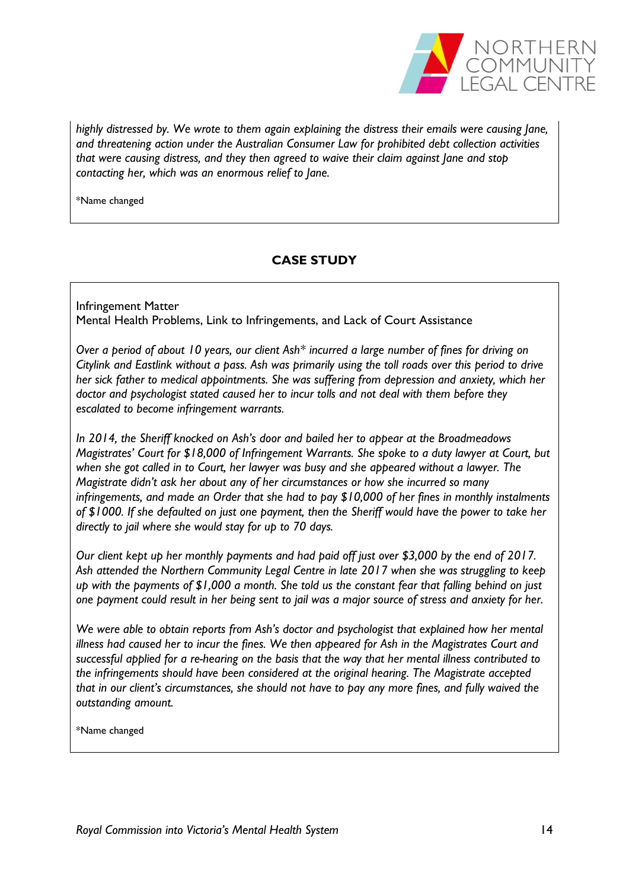*highly distressed by. We wrote to them again explaining the distress their emails were causing Jane, and threatening action under the Australian Consumer Law for prohibited debt collection activities that were causing distress, and they then agreed to waive their claim against Jane and stop contacting her, which was an enormous relief to Jane.*

*Name changed

### CASE STUDY

Infringement Matter
Mental Health Problems, Link to Infringements, and Lack of Court Assistance

*Over a period of about 10 years, our client Ash* incurred a large number of fines for driving on Citylink and Eastlink without a pass. Ash was primarily using the toll roads over this period to drive her sick father to medical appointments. She was suffering from depression and anxiety, which her doctor and psychologist stated caused her to incur tolls and not deal with them before they escalated to become infringement warrants.*

*In 2014, the Sheriff knocked on Ash's door and bailed her to appear at the Broadmeadows Magistrates' Court for $18,000 of Infringement Warrants. She spoke to a duty lawyer at Court, but when she got called in to Court, her lawyer was busy and she appeared without a lawyer. The Magistrate didn't ask her about any of her circumstances or how she incurred so many infringements, and made an Order that she had to pay $10,000 of her fines in monthly instalments of $1000. If she defaulted on just one payment, then the Sheriff would have the power to take her directly to jail where she would stay for up to 70 days.*

*Our client kept up her monthly payments and had paid off just over $3,000 by the end of 2017. Ash attended the Northern Community Legal Centre in late 2017 when she was struggling to keep up with the payments of $1,000 a month. She told us the constant fear that falling behind on just one payment could result in her being sent to jail was a major source of stress and anxiety for her.*

*We were able to obtain reports from Ash's doctor and psychologist that explained how her mental illness had caused her to incur the fines. We then appeared for Ash in the Magistrates Court and successful applied for a re-hearing on the basis that the way that her mental illness contributed to the infringements should have been considered at the original hearing. The Magistrate accepted that in our client's circumstances, she should not have to pay any more fines, and fully waived the outstanding amount.*

*Name changed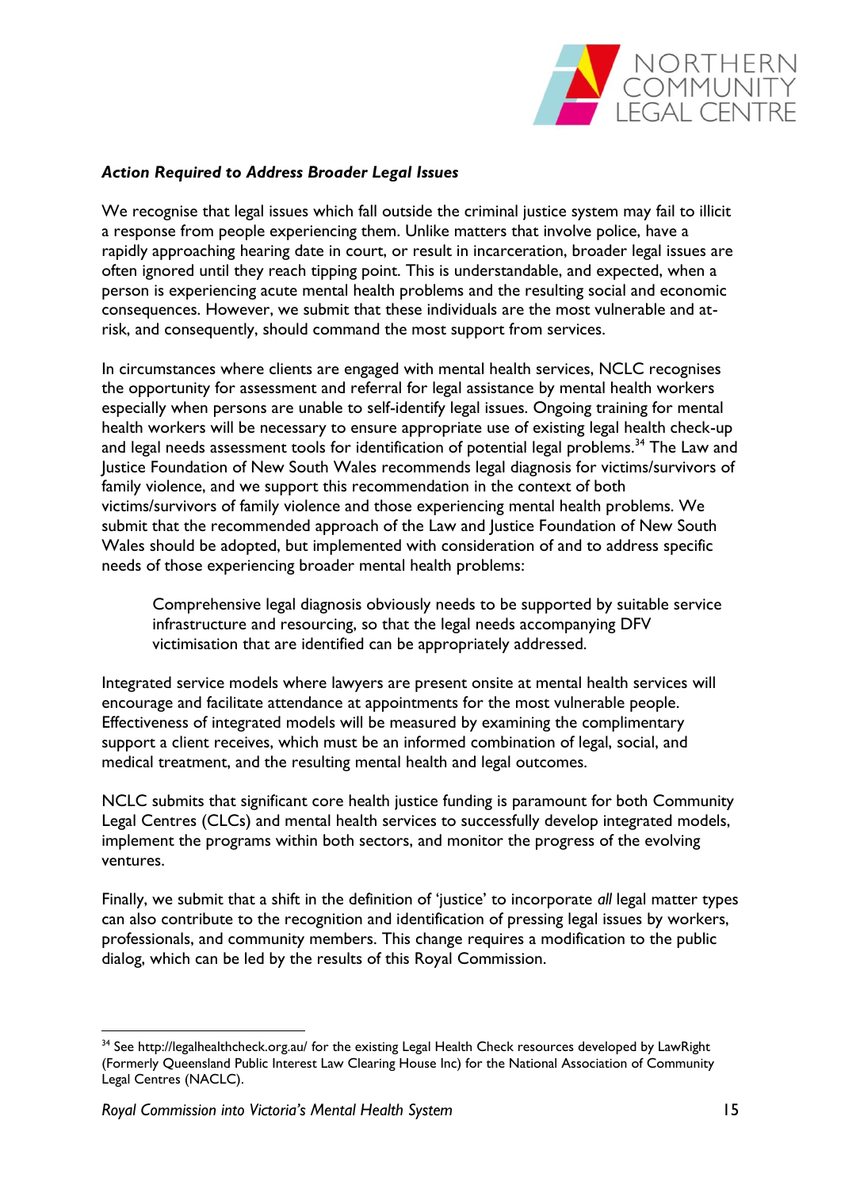### *Action Required to Address Broader Legal Issues*

We recognise that legal issues which fall outside the criminal justice system may fail to illicit a response from people experiencing them. Unlike matters that involve police, have a rapidly approaching hearing date in court, or result in incarceration, broader legal issues are often ignored until they reach tipping point. This is understandable, and expected, when a person is experiencing acute mental health problems and the resulting social and economic consequences. However, we submit that these individuals are the most vulnerable and at-risk, and consequently, should command the most support from services.

In circumstances where clients are engaged with mental health services, NCLC recognises the opportunity for assessment and referral for legal assistance by mental health workers especially when persons are unable to self-identify legal issues. Ongoing training for mental health workers will be necessary to ensure appropriate use of existing legal health check-up and legal needs assessment tools for identification of potential legal problems.[34] The Law and Justice Foundation of New South Wales recommends legal diagnosis for victims/survivors of family violence, and we support this recommendation in the context of both victims/survivors of family violence and those experiencing mental health problems. We submit that the recommended approach of the Law and Justice Foundation of New South Wales should be adopted, but implemented with consideration of and to address specific needs of those experiencing broader mental health problems:

> Comprehensive legal diagnosis obviously needs to be supported by suitable service infrastructure and resourcing, so that the legal needs accompanying DFV victimisation that are identified can be appropriately addressed.

Integrated service models where lawyers are present onsite at mental health services will encourage and facilitate attendance at appointments for the most vulnerable people. Effectiveness of integrated models will be measured by examining the complimentary support a client receives, which must be an informed combination of legal, social, and medical treatment, and the resulting mental health and legal outcomes.

NCLC submits that significant core health justice funding is paramount for both Community Legal Centres (CLCs) and mental health services to successfully develop integrated models, implement the programs within both sectors, and monitor the progress of the evolving ventures.

Finally, we submit that a shift in the definition of 'justice' to incorporate *all* legal matter types can also contribute to the recognition and identification of pressing legal issues by workers, professionals, and community members. This change requires a modification to the public dialog, which can be led by the results of this Royal Commission.

---

[34] See http://legalhealthcheck.org.au/ for the existing Legal Health Check resources developed by LawRight (Formerly Queensland Public Interest Law Clearing House Inc) for the National Association of Community Legal Centres (NACLC).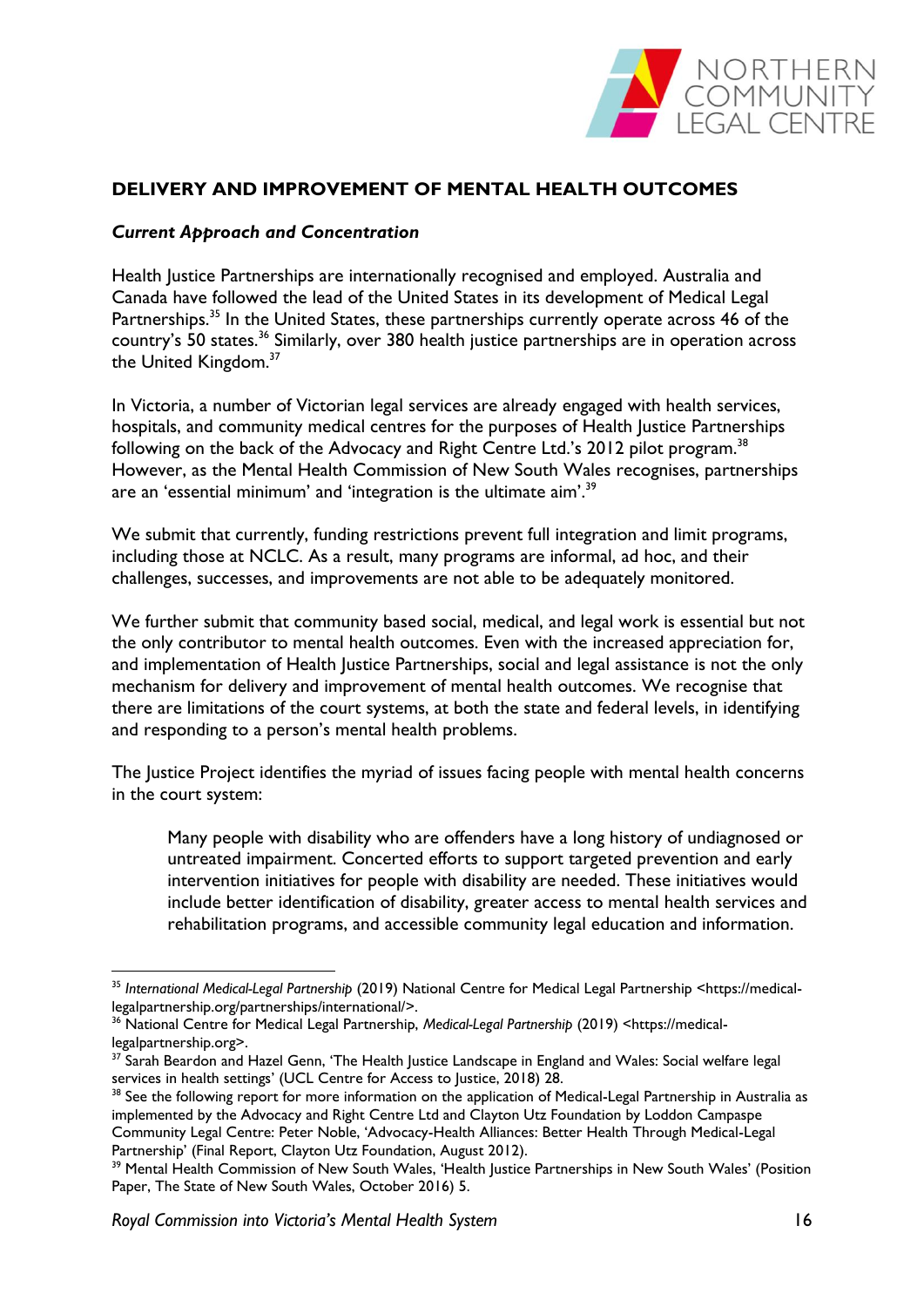## DELIVERY AND IMPROVEMENT OF MENTAL HEALTH OUTCOMES

### *Current Approach and Concentration*

Health Justice Partnerships are internationally recognised and employed. Australia and Canada have followed the lead of the United States in its development of Medical Legal Partnerships.[35] In the United States, these partnerships currently operate across 46 of the country's 50 states.[36] Similarly, over 380 health justice partnerships are in operation across the United Kingdom.[37]

In Victoria, a number of Victorian legal services are already engaged with health services, hospitals, and community medical centres for the purposes of Health Justice Partnerships following on the back of the Advocacy and Right Centre Ltd.'s 2012 pilot program.[38] However, as the Mental Health Commission of New South Wales recognises, partnerships are an 'essential minimum' and 'integration is the ultimate aim'.[39]

We submit that currently, funding restrictions prevent full integration and limit programs, including those at NCLC. As a result, many programs are informal, ad hoc, and their challenges, successes, and improvements are not able to be adequately monitored.

We further submit that community based social, medical, and legal work is essential but not the only contributor to mental health outcomes. Even with the increased appreciation for, and implementation of Health Justice Partnerships, social and legal assistance is not the only mechanism for delivery and improvement of mental health outcomes. We recognise that there are limitations of the court systems, at both the state and federal levels, in identifying and responding to a person's mental health problems.

The Justice Project identifies the myriad of issues facing people with mental health concerns in the court system:

> Many people with disability who are offenders have a long history of undiagnosed or untreated impairment. Concerted efforts to support targeted prevention and early intervention initiatives for people with disability are needed. These initiatives would include better identification of disability, greater access to mental health services and rehabilitation programs, and accessible community legal education and information.

---

[35] *International Medical-Legal Partnership* (2019) National Centre for Medical Legal Partnership <https://medical-legalpartnership.org/partnerships/international/>.

[36] National Centre for Medical Legal Partnership, *Medical-Legal Partnership* (2019) <https://medical-legalpartnership.org>.

[37] Sarah Beardon and Hazel Genn, 'The Health Justice Landscape in England and Wales: Social welfare legal services in health settings' (UCL Centre for Access to Justice, 2018) 28.

[38] See the following report for more information on the application of Medical-Legal Partnership in Australia as implemented by the Advocacy and Right Centre Ltd and Clayton Utz Foundation by Loddon Campaspe Community Legal Centre: Peter Noble, 'Advocacy-Health Alliances: Better Health Through Medical-Legal Partnership' (Final Report, Clayton Utz Foundation, August 2012).

[39] Mental Health Commission of New South Wales, 'Health Justice Partnerships in New South Wales' (Position Paper, The State of New South Wales, October 2016) 5.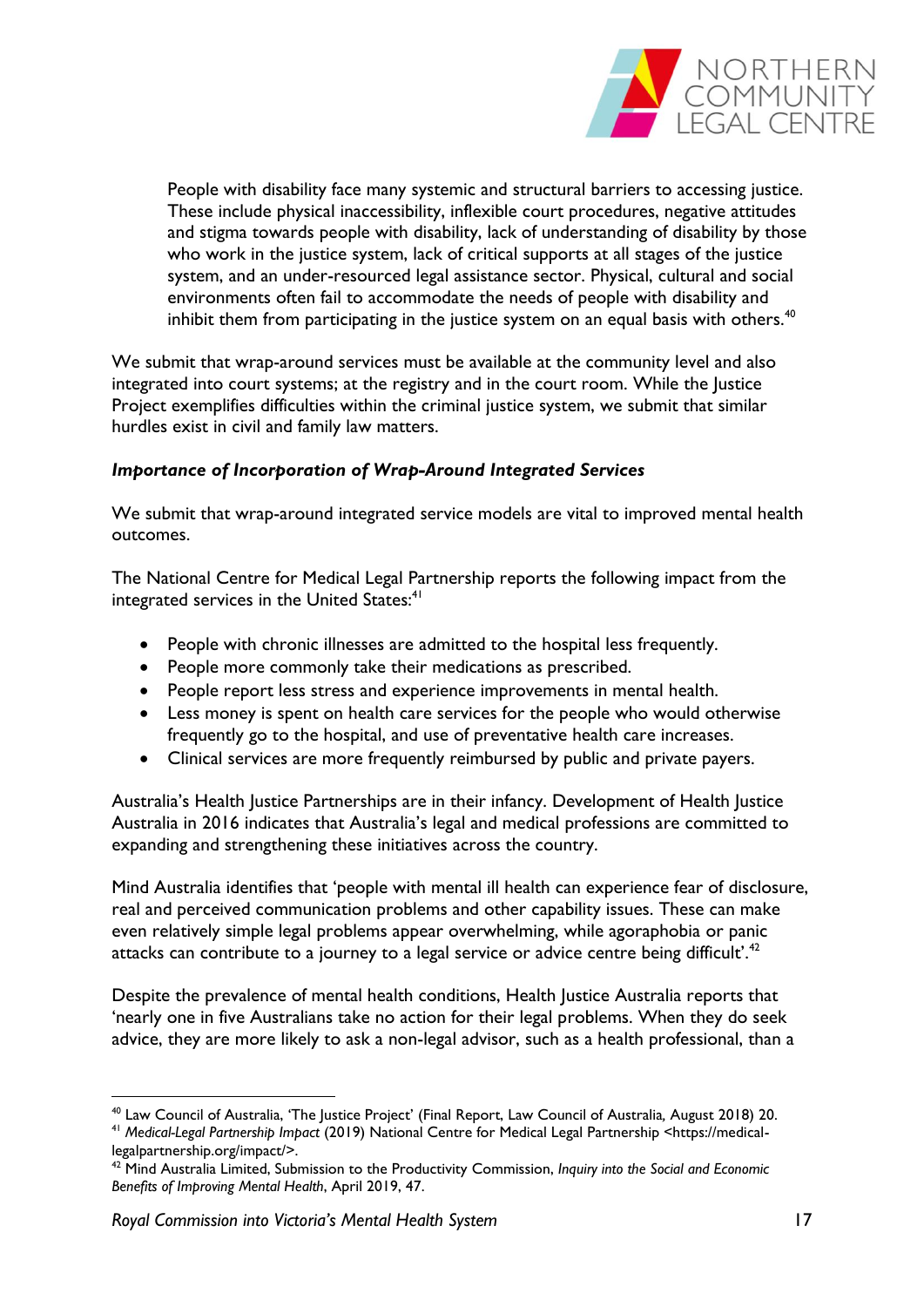> People with disability face many systemic and structural barriers to accessing justice. These include physical inaccessibility, inflexible court procedures, negative attitudes and stigma towards people with disability, lack of understanding of disability by those who work in the justice system, lack of critical supports at all stages of the justice system, and an under-resourced legal assistance sector. Physical, cultural and social environments often fail to accommodate the needs of people with disability and inhibit them from participating in the justice system on an equal basis with others.[40]

We submit that wrap-around services must be available at the community level and also integrated into court systems; at the registry and in the court room. While the Justice Project exemplifies difficulties within the criminal justice system, we submit that similar hurdles exist in civil and family law matters.

***Importance of Incorporation of Wrap-Around Integrated Services***

We submit that wrap-around integrated service models are vital to improved mental health outcomes.

The National Centre for Medical Legal Partnership reports the following impact from the integrated services in the United States:[41]

- People with chronic illnesses are admitted to the hospital less frequently.
- People more commonly take their medications as prescribed.
- People report less stress and experience improvements in mental health.
- Less money is spent on health care services for the people who would otherwise frequently go to the hospital, and use of preventative health care increases.
- Clinical services are more frequently reimbursed by public and private payers.

Australia's Health Justice Partnerships are in their infancy. Development of Health Justice Australia in 2016 indicates that Australia's legal and medical professions are committed to expanding and strengthening these initiatives across the country.

Mind Australia identifies that 'people with mental ill health can experience fear of disclosure, real and perceived communication problems and other capability issues. These can make even relatively simple legal problems appear overwhelming, while agoraphobia or panic attacks can contribute to a journey to a legal service or advice centre being difficult'.[42]

Despite the prevalence of mental health conditions, Health Justice Australia reports that 'nearly one in five Australians take no action for their legal problems. When they do seek advice, they are more likely to ask a non-legal advisor, such as a health professional, than a

---

[40] Law Council of Australia, 'The Justice Project' (Final Report, Law Council of Australia, August 2018) 20.

[41] *Medical-Legal Partnership Impact* (2019) National Centre for Medical Legal Partnership <https://medical-legalpartnership.org/impact/>.

[42] Mind Australia Limited, Submission to the Productivity Commission, *Inquiry into the Social and Economic Benefits of Improving Mental Health*, April 2019, 47.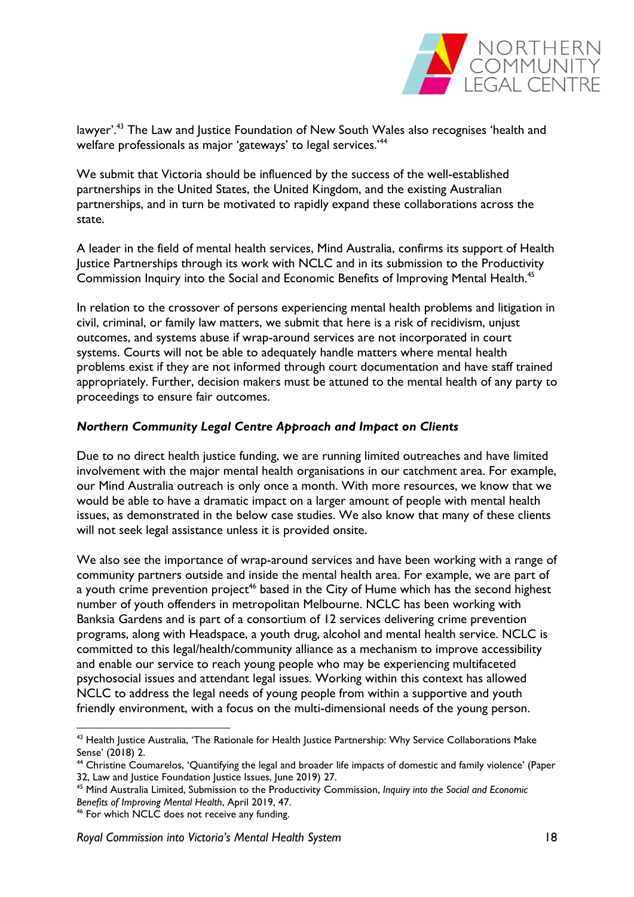lawyer'.[43] The Law and Justice Foundation of New South Wales also recognises 'health and welfare professionals as major 'gateways' to legal services.'[44]

We submit that Victoria should be influenced by the success of the well-established partnerships in the United States, the United Kingdom, and the existing Australian partnerships, and in turn be motivated to rapidly expand these collaborations across the state.

A leader in the field of mental health services, Mind Australia, confirms its support of Health Justice Partnerships through its work with NCLC and in its submission to the Productivity Commission Inquiry into the Social and Economic Benefits of Improving Mental Health.[45]

In relation to the crossover of persons experiencing mental health problems and litigation in civil, criminal, or family law matters, we submit that here is a risk of recidivism, unjust outcomes, and systems abuse if wrap-around services are not incorporated in court systems. Courts will not be able to adequately handle matters where mental health problems exist if they are not informed through court documentation and have staff trained appropriately. Further, decision makers must be attuned to the mental health of any party to proceedings to ensure fair outcomes.

### *Northern Community Legal Centre Approach and Impact on Clients*

Due to no direct health justice funding, we are running limited outreaches and have limited involvement with the major mental health organisations in our catchment area. For example, our Mind Australia outreach is only once a month. With more resources, we know that we would be able to have a dramatic impact on a larger amount of people with mental health issues, as demonstrated in the below case studies. We also know that many of these clients will not seek legal assistance unless it is provided onsite.

We also see the importance of wrap-around services and have been working with a range of community partners outside and inside the mental health area. For example, we are part of a youth crime prevention project[46] based in the City of Hume which has the second highest number of youth offenders in metropolitan Melbourne. NCLC has been working with Banksia Gardens and is part of a consortium of 12 services delivering crime prevention programs, along with Headspace, a youth drug, alcohol and mental health service. NCLC is committed to this legal/health/community alliance as a mechanism to improve accessibility and enable our service to reach young people who may be experiencing multifaceted psychosocial issues and attendant legal issues. Working within this context has allowed NCLC to address the legal needs of young people from within a supportive and youth friendly environment, with a focus on the multi-dimensional needs of the young person.

---

[43] Health Justice Australia, 'The Rationale for Health Justice Partnership: Why Service Collaborations Make Sense' (2018) 2.

[44] Christine Coumarelos, 'Quantifying the legal and broader life impacts of domestic and family violence' (Paper 32, Law and Justice Foundation Justice Issues, June 2019) 27.

[45] Mind Australia Limited, Submission to the Productivity Commission, *Inquiry into the Social and Economic Benefits of Improving Mental Health*, April 2019, 47.

[46] For which NCLC does not receive any funding.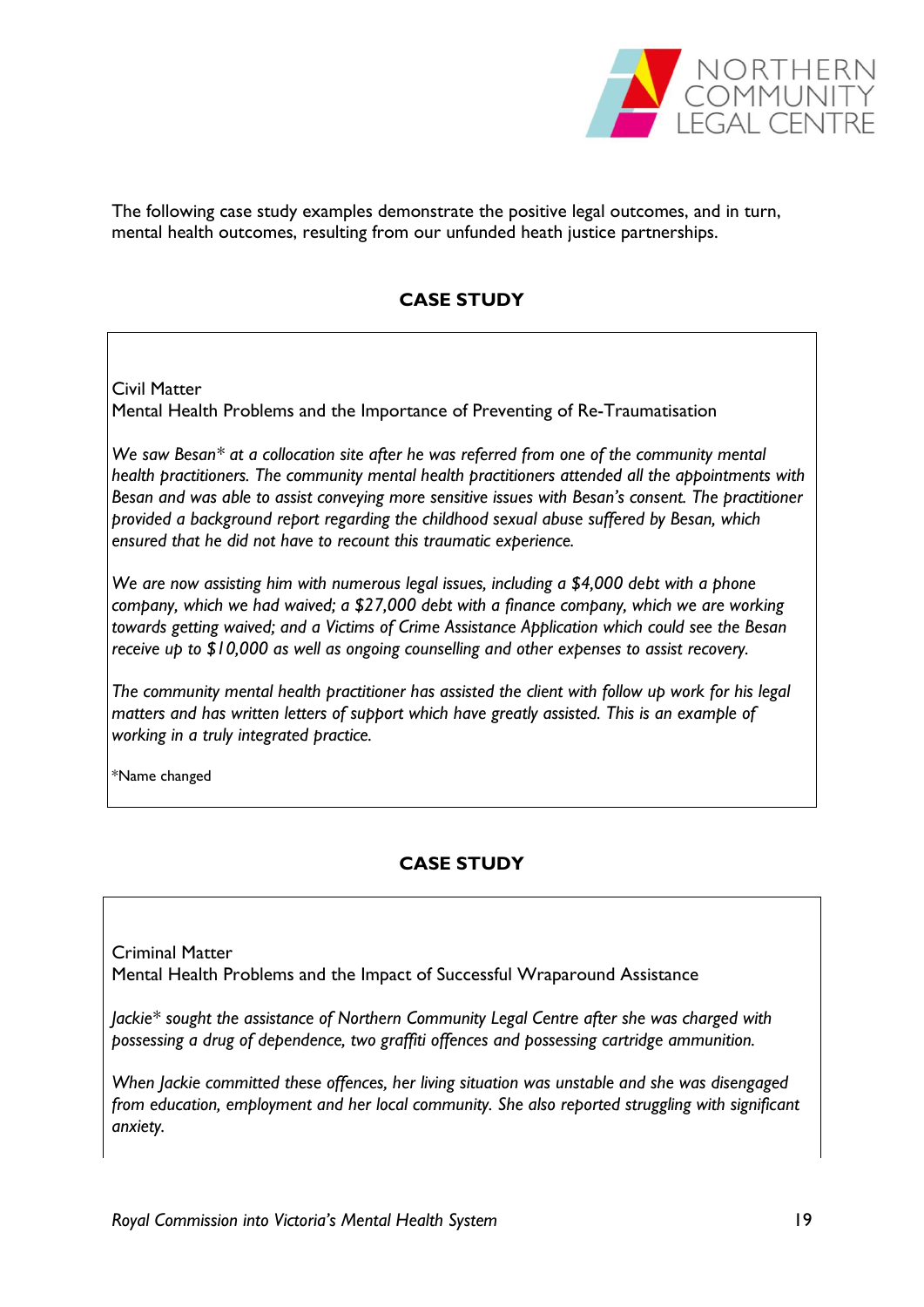The following case study examples demonstrate the positive legal outcomes, and in turn, mental health outcomes, resulting from our unfunded heath justice partnerships.

## CASE STUDY

Civil Matter

Mental Health Problems and the Importance of Preventing of Re-Traumatisation

*We saw Besan\* at a collocation site after he was referred from one of the community mental health practitioners. The community mental health practitioners attended all the appointments with Besan and was able to assist conveying more sensitive issues with Besan's consent. The practitioner provided a background report regarding the childhood sexual abuse suffered by Besan, which ensured that he did not have to recount this traumatic experience.*

*We are now assisting him with numerous legal issues, including a $4,000 debt with a phone company, which we had waived; a $27,000 debt with a finance company, which we are working towards getting waived; and a Victims of Crime Assistance Application which could see the Besan receive up to $10,000 as well as ongoing counselling and other expenses to assist recovery.*

*The community mental health practitioner has assisted the client with follow up work for his legal matters and has written letters of support which have greatly assisted. This is an example of working in a truly integrated practice.*

\*Name changed

## CASE STUDY

Criminal Matter

Mental Health Problems and the Impact of Successful Wraparound Assistance

*Jackie\* sought the assistance of Northern Community Legal Centre after she was charged with possessing a drug of dependence, two graffiti offences and possessing cartridge ammunition.*

*When Jackie committed these offences, her living situation was unstable and she was disengaged from education, employment and her local community. She also reported struggling with significant anxiety.*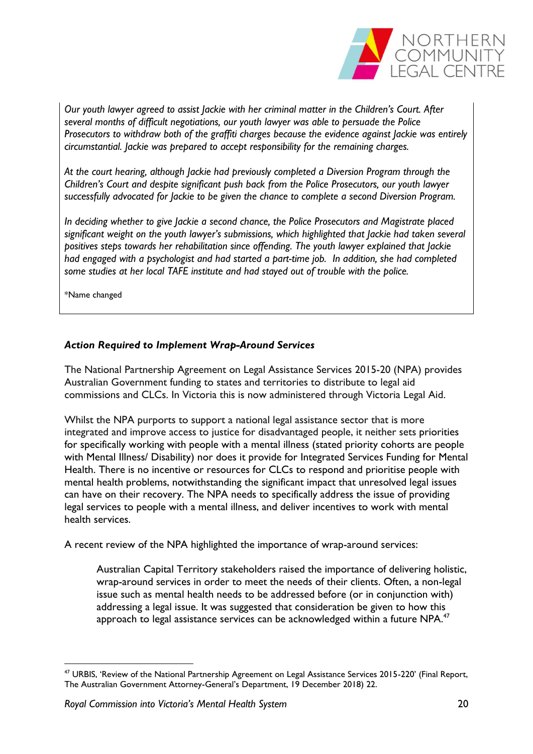*Our youth lawyer agreed to assist Jackie with her criminal matter in the Children's Court. After several months of difficult negotiations, our youth lawyer was able to persuade the Police Prosecutors to withdraw both of the graffiti charges because the evidence against Jackie was entirely circumstantial. Jackie was prepared to accept responsibility for the remaining charges.*

*At the court hearing, although Jackie had previously completed a Diversion Program through the Children's Court and despite significant push back from the Police Prosecutors, our youth lawyer successfully advocated for Jackie to be given the chance to complete a second Diversion Program.*

*In deciding whether to give Jackie a second chance, the Police Prosecutors and Magistrate placed significant weight on the youth lawyer's submissions, which highlighted that Jackie had taken several positives steps towards her rehabilitation since offending. The youth lawyer explained that Jackie had engaged with a psychologist and had started a part-time job. In addition, she had completed some studies at her local TAFE institute and had stayed out of trouble with the police.*

*Name changed

### *Action Required to Implement Wrap-Around Services*

The National Partnership Agreement on Legal Assistance Services 2015-20 (NPA) provides Australian Government funding to states and territories to distribute to legal aid commissions and CLCs. In Victoria this is now administered through Victoria Legal Aid.

Whilst the NPA purports to support a national legal assistance sector that is more integrated and improve access to justice for disadvantaged people, it neither sets priorities for specifically working with people with a mental illness (stated priority cohorts are people with Mental Illness/ Disability) nor does it provide for Integrated Services Funding for Mental Health. There is no incentive or resources for CLCs to respond and prioritise people with mental health problems, notwithstanding the significant impact that unresolved legal issues can have on their recovery. The NPA needs to specifically address the issue of providing legal services to people with a mental illness, and deliver incentives to work with mental health services.

A recent review of the NPA highlighted the importance of wrap-around services:

> Australian Capital Territory stakeholders raised the importance of delivering holistic, wrap-around services in order to meet the needs of their clients. Often, a non-legal issue such as mental health needs to be addressed before (or in conjunction with) addressing a legal issue. It was suggested that consideration be given to how this approach to legal assistance services can be acknowledged within a future NPA.[47]

[47] URBIS, 'Review of the National Partnership Agreement on Legal Assistance Services 2015-220' (Final Report, The Australian Government Attorney-General's Department, 19 December 2018) 22.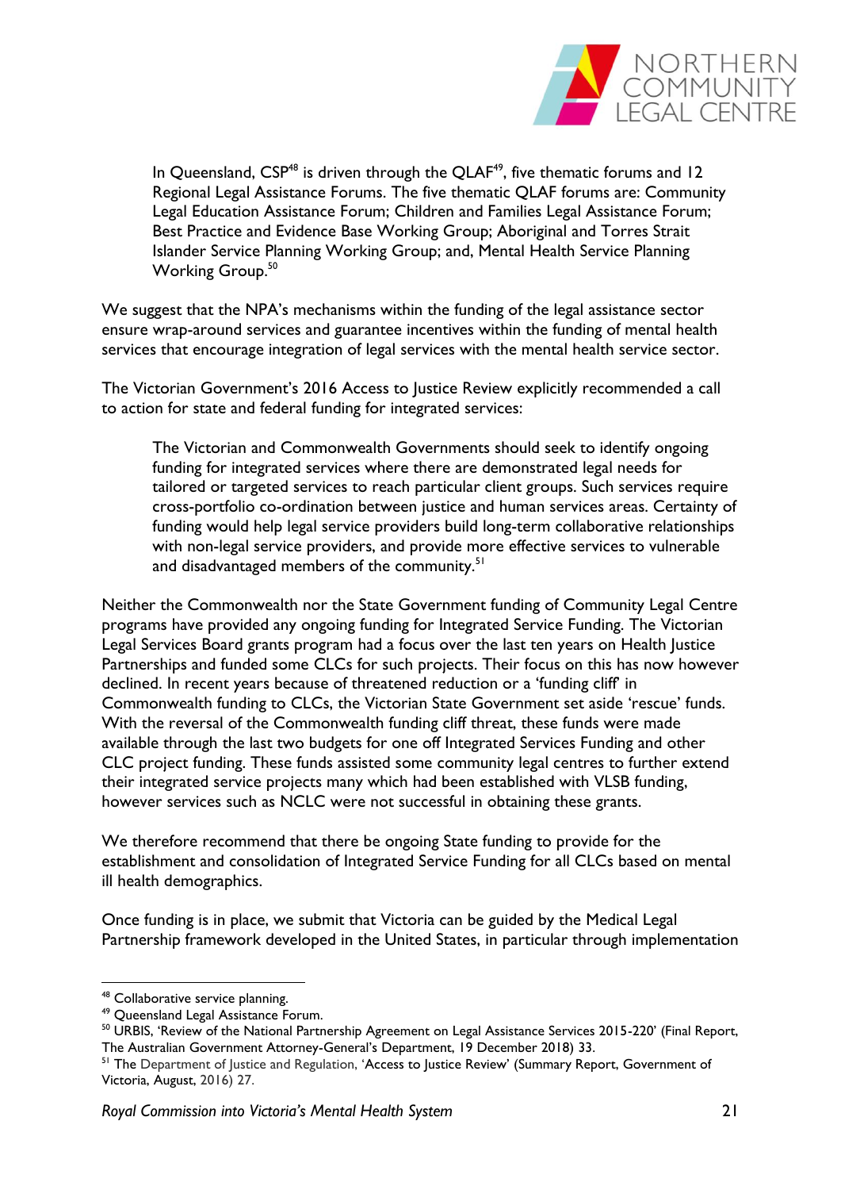> In Queensland, CSP[48] is driven through the QLAF[49], five thematic forums and 12 Regional Legal Assistance Forums. The five thematic QLAF forums are: Community Legal Education Assistance Forum; Children and Families Legal Assistance Forum; Best Practice and Evidence Base Working Group; Aboriginal and Torres Strait Islander Service Planning Working Group; and, Mental Health Service Planning Working Group.[50]

We suggest that the NPA's mechanisms within the funding of the legal assistance sector ensure wrap-around services and guarantee incentives within the funding of mental health services that encourage integration of legal services with the mental health service sector.

The Victorian Government's 2016 Access to Justice Review explicitly recommended a call to action for state and federal funding for integrated services:

> The Victorian and Commonwealth Governments should seek to identify ongoing funding for integrated services where there are demonstrated legal needs for tailored or targeted services to reach particular client groups. Such services require cross-portfolio co-ordination between justice and human services areas. Certainty of funding would help legal service providers build long-term collaborative relationships with non-legal service providers, and provide more effective services to vulnerable and disadvantaged members of the community.[51]

Neither the Commonwealth nor the State Government funding of Community Legal Centre programs have provided any ongoing funding for Integrated Service Funding. The Victorian Legal Services Board grants program had a focus over the last ten years on Health Justice Partnerships and funded some CLCs for such projects. Their focus on this has now however declined. In recent years because of threatened reduction or a 'funding cliff' in Commonwealth funding to CLCs, the Victorian State Government set aside 'rescue' funds. With the reversal of the Commonwealth funding cliff threat, these funds were made available through the last two budgets for one off Integrated Services Funding and other CLC project funding. These funds assisted some community legal centres to further extend their integrated service projects many which had been established with VLSB funding, however services such as NCLC were not successful in obtaining these grants.

We therefore recommend that there be ongoing State funding to provide for the establishment and consolidation of Integrated Service Funding for all CLCs based on mental ill health demographics.

Once funding is in place, we submit that Victoria can be guided by the Medical Legal Partnership framework developed in the United States, in particular through implementation

---

[48] Collaborative service planning.

[49] Queensland Legal Assistance Forum.

[50] URBIS, 'Review of the National Partnership Agreement on Legal Assistance Services 2015-220' (Final Report, The Australian Government Attorney-General's Department, 19 December 2018) 33.

[51] The Department of Justice and Regulation, 'Access to Justice Review' (Summary Report, Government of Victoria, August, 2016) 27.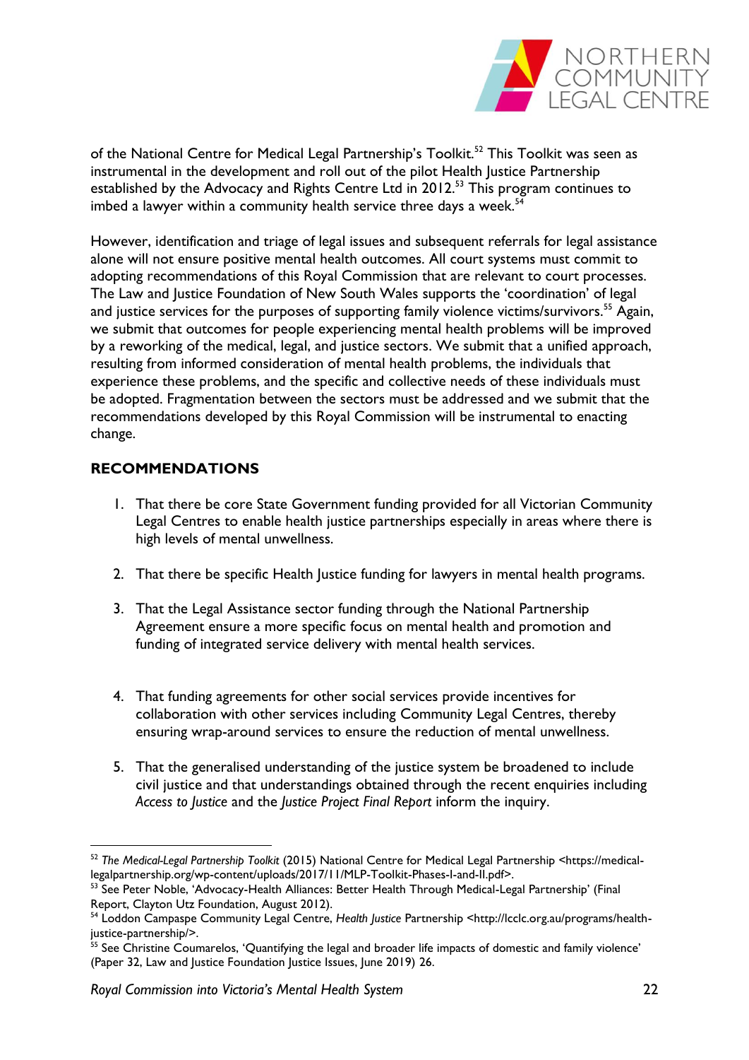of the National Centre for Medical Legal Partnership's Toolkit.[52] This Toolkit was seen as instrumental in the development and roll out of the pilot Health Justice Partnership established by the Advocacy and Rights Centre Ltd in 2012.[53] This program continues to imbed a lawyer within a community health service three days a week.[54]

However, identification and triage of legal issues and subsequent referrals for legal assistance alone will not ensure positive mental health outcomes. All court systems must commit to adopting recommendations of this Royal Commission that are relevant to court processes. The Law and Justice Foundation of New South Wales supports the 'coordination' of legal and justice services for the purposes of supporting family violence victims/survivors.[55] Again, we submit that outcomes for people experiencing mental health problems will be improved by a reworking of the medical, legal, and justice sectors. We submit that a unified approach, resulting from informed consideration of mental health problems, the individuals that experience these problems, and the specific and collective needs of these individuals must be adopted. Fragmentation between the sectors must be addressed and we submit that the recommendations developed by this Royal Commission will be instrumental to enacting change.

## RECOMMENDATIONS

1. That there be core State Government funding provided for all Victorian Community Legal Centres to enable health justice partnerships especially in areas where there is high levels of mental unwellness.

2. That there be specific Health Justice funding for lawyers in mental health programs.

3. That the Legal Assistance sector funding through the National Partnership Agreement ensure a more specific focus on mental health and promotion and funding of integrated service delivery with mental health services.

4. That funding agreements for other social services provide incentives for collaboration with other services including Community Legal Centres, thereby ensuring wrap-around services to ensure the reduction of mental unwellness.

5. That the generalised understanding of the justice system be broadened to include civil justice and that understandings obtained through the recent enquiries including *Access to Justice* and the *Justice Project Final Report* inform the inquiry.

---

[52] *The Medical-Legal Partnership Toolkit* (2015) National Centre for Medical Legal Partnership <https://medical-legalpartnership.org/wp-content/uploads/2017/11/MLP-Toolkit-Phases-I-and-II.pdf>.

[53] See Peter Noble, 'Advocacy-Health Alliances: Better Health Through Medical-Legal Partnership' (Final Report, Clayton Utz Foundation, August 2012).

[54] Loddon Campaspe Community Legal Centre, *Health Justice* Partnership <http://lcclc.org.au/programs/health-justice-partnership/>.

[55] See Christine Coumarelos, 'Quantifying the legal and broader life impacts of domestic and family violence' (Paper 32, Law and Justice Foundation Justice Issues, June 2019) 26.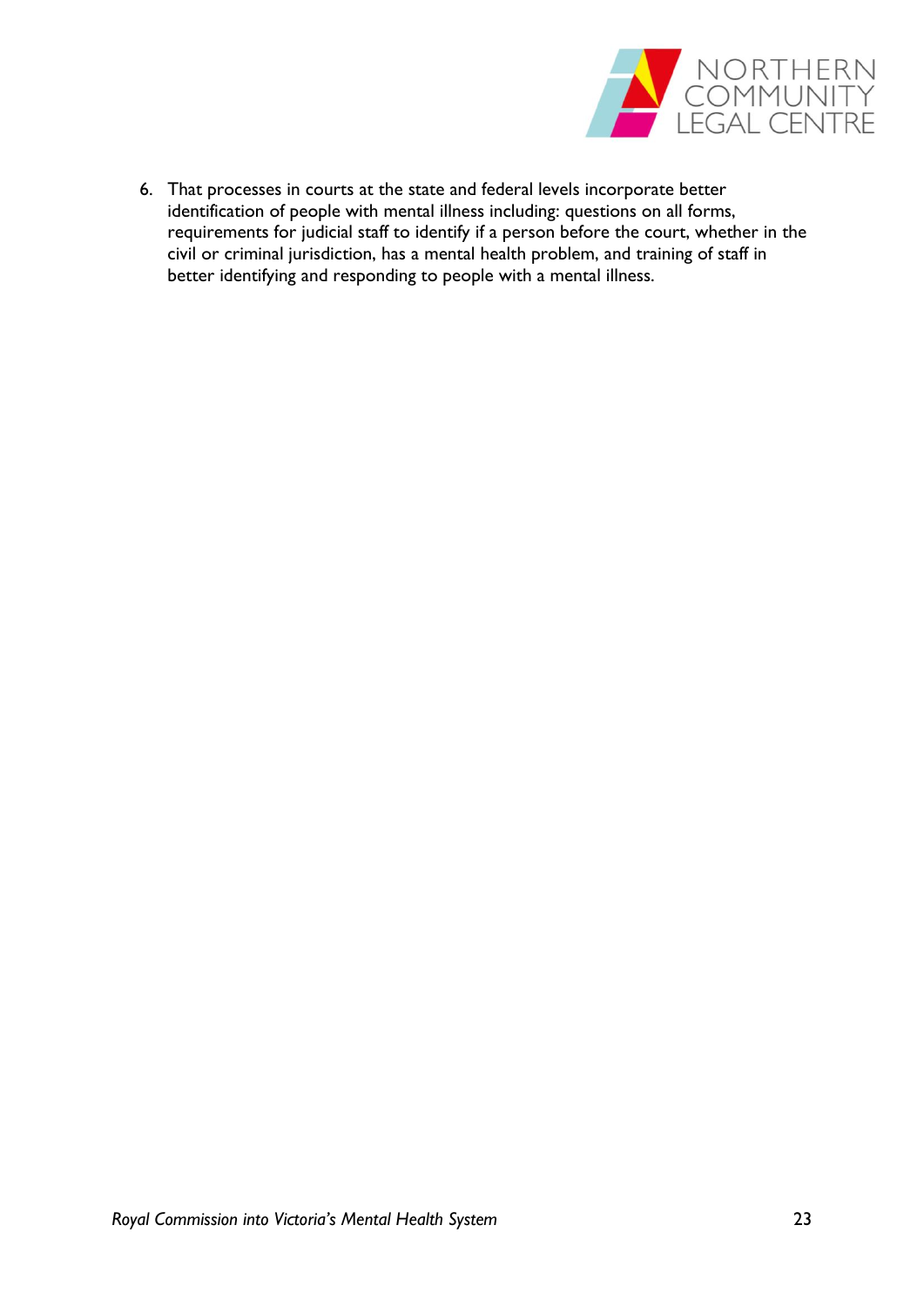6. That processes in courts at the state and federal levels incorporate better identification of people with mental illness including: questions on all forms, requirements for judicial staff to identify if a person before the court, whether in the civil or criminal jurisdiction, has a mental health problem, and training of staff in better identifying and responding to people with a mental illness.